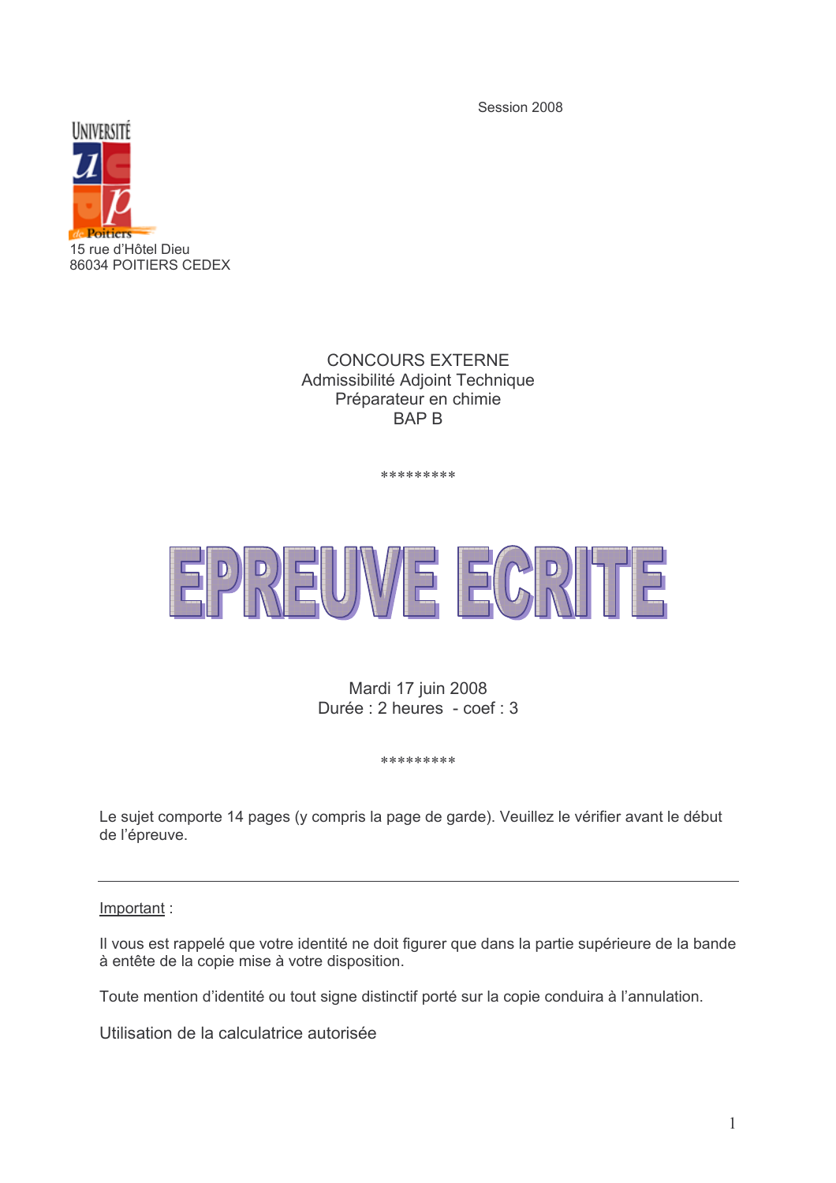Session 2008

UNIVERSITÉ de Poitiers

15 rue d'Hôtel Dieu
86034 POITIERS CEDEX

CONCOURS EXTERNE
Admissibilité Adjoint Technique
Préparateur en chimie
BAP B

*********

# EPREUVE ECRITE

Mardi 17 juin 2008
Durée : 2 heures - coef : 3

*********

Le sujet comporte 14 pages (y compris la page de garde). Veuillez le vérifier avant le début de l'épreuve.

---

Important :

Il vous est rappelé que votre identité ne doit figurer que dans la partie supérieure de la bande à entête de la copie mise à votre disposition.

Toute mention d'identité ou tout signe distinctif porté sur la copie conduira à l'annulation.

Utilisation de la calculatrice autorisée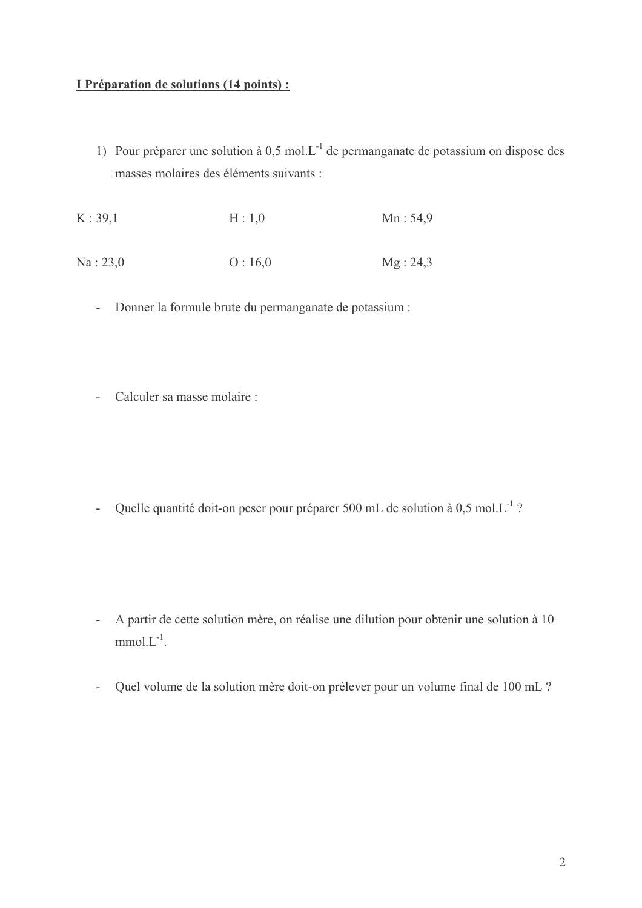**I Préparation de solutions (14 points) :**

1) Pour préparer une solution à 0,5 mol.L$^{-1}$ de permanganate de potassium on dispose des masses molaires des éléments suivants :

| | | |
|---|---|---|
| K : 39,1 | H : 1,0 | Mn : 54,9 |
| Na : 23,0 | O : 16,0 | Mg : 24,3 |

- Donner la formule brute du permanganate de potassium :

- Calculer sa masse molaire :

- Quelle quantité doit-on peser pour préparer 500 mL de solution à 0,5 mol.L$^{-1}$ ?

- A partir de cette solution mère, on réalise une dilution pour obtenir une solution à 10 mmol.L$^{-1}$.

- Quel volume de la solution mère doit-on prélever pour un volume final de 100 mL ?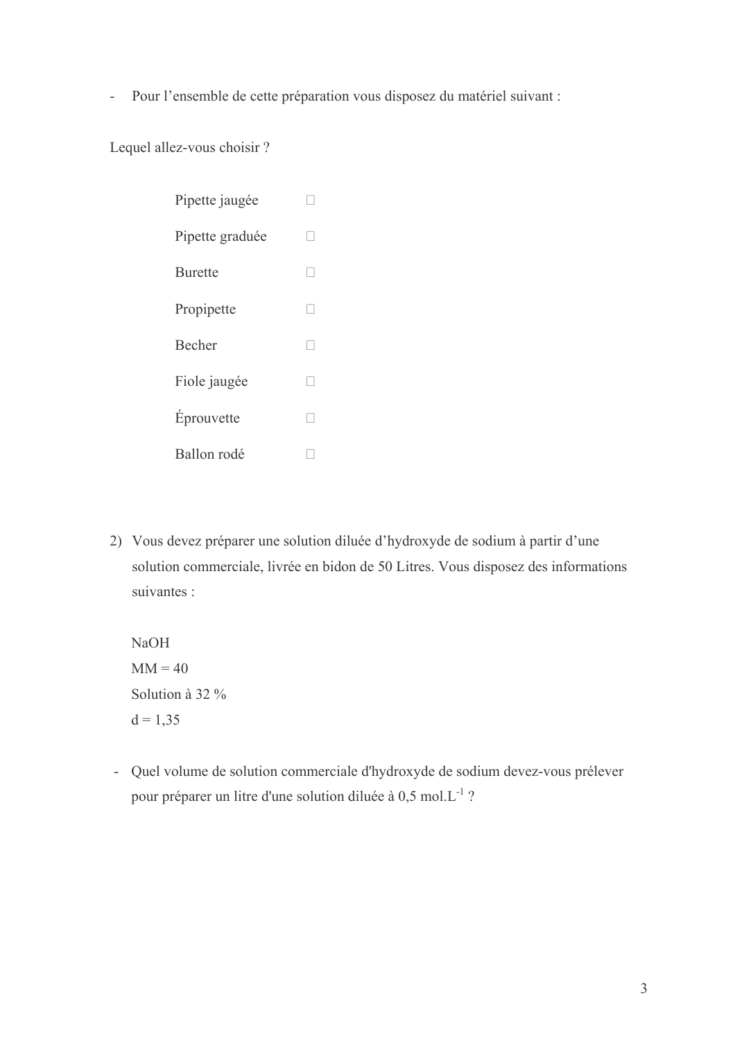- Pour l'ensemble de cette préparation vous disposez du matériel suivant :

Lequel allez-vous choisir ?

- Pipette jaugée ☐
- Pipette graduée ☐
- Burette ☐
- Propipette ☐
- Becher ☐
- Fiole jaugée ☐
- Éprouvette ☐
- Ballon rodé ☐

2) Vous devez préparer une solution diluée d'hydroxyde de sodium à partir d'une solution commerciale, livrée en bidon de 50 Litres. Vous disposez des informations suivantes :

   $NaOH$
   MM = 40
   Solution à 32 %
   d = 1,35

- Quel volume de solution commerciale d'hydroxyde de sodium devez-vous prélever pour préparer un litre d'une solution diluée à 0,5 $mol.L^{-1}$ ?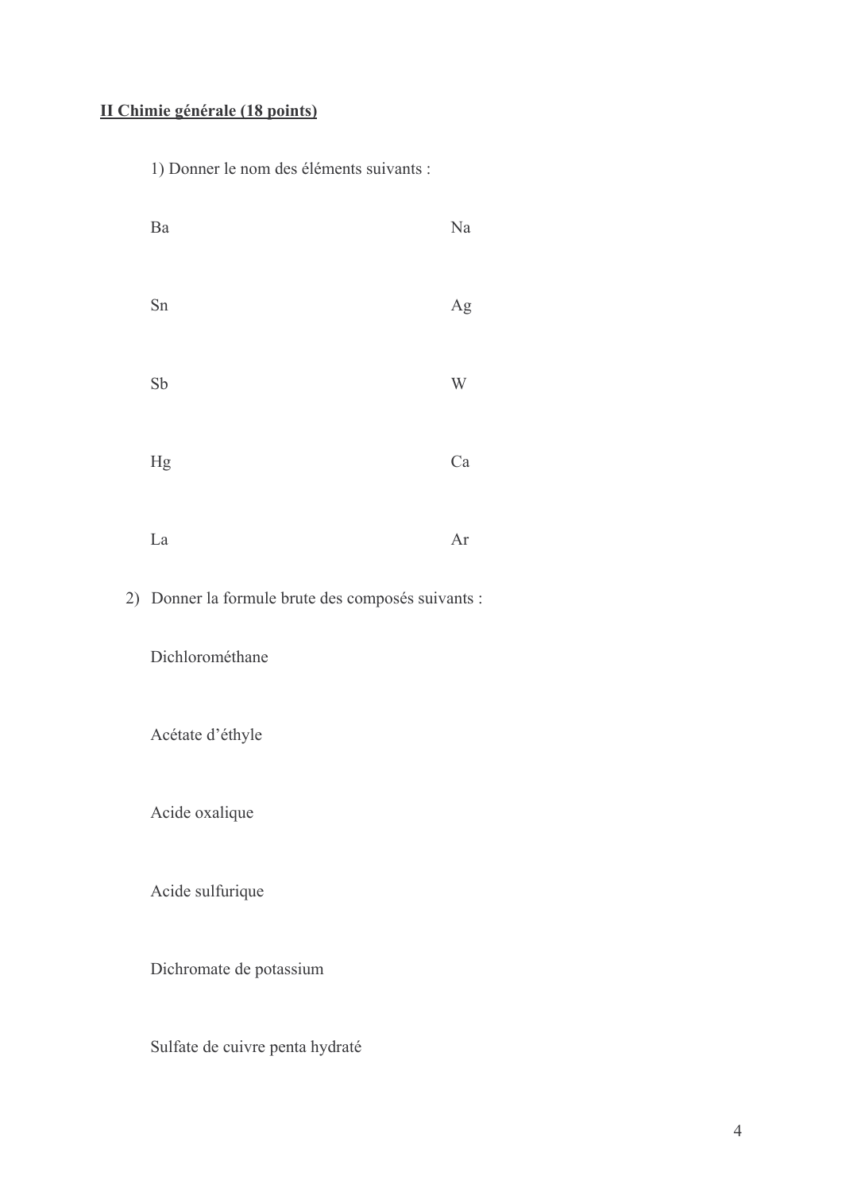**II Chimie générale (18 points)**

1) Donner le nom des éléments suivants :

| | |
|---|---|
| Ba | Na |
| Sn | Ag |
| Sb | W |
| Hg | Ca |
| La | Ar |

2) Donner la formule brute des composés suivants :

Dichlorométhane

Acétate d'éthyle

Acide oxalique

Acide sulfurique

Dichromate de potassium

Sulfate de cuivre penta hydraté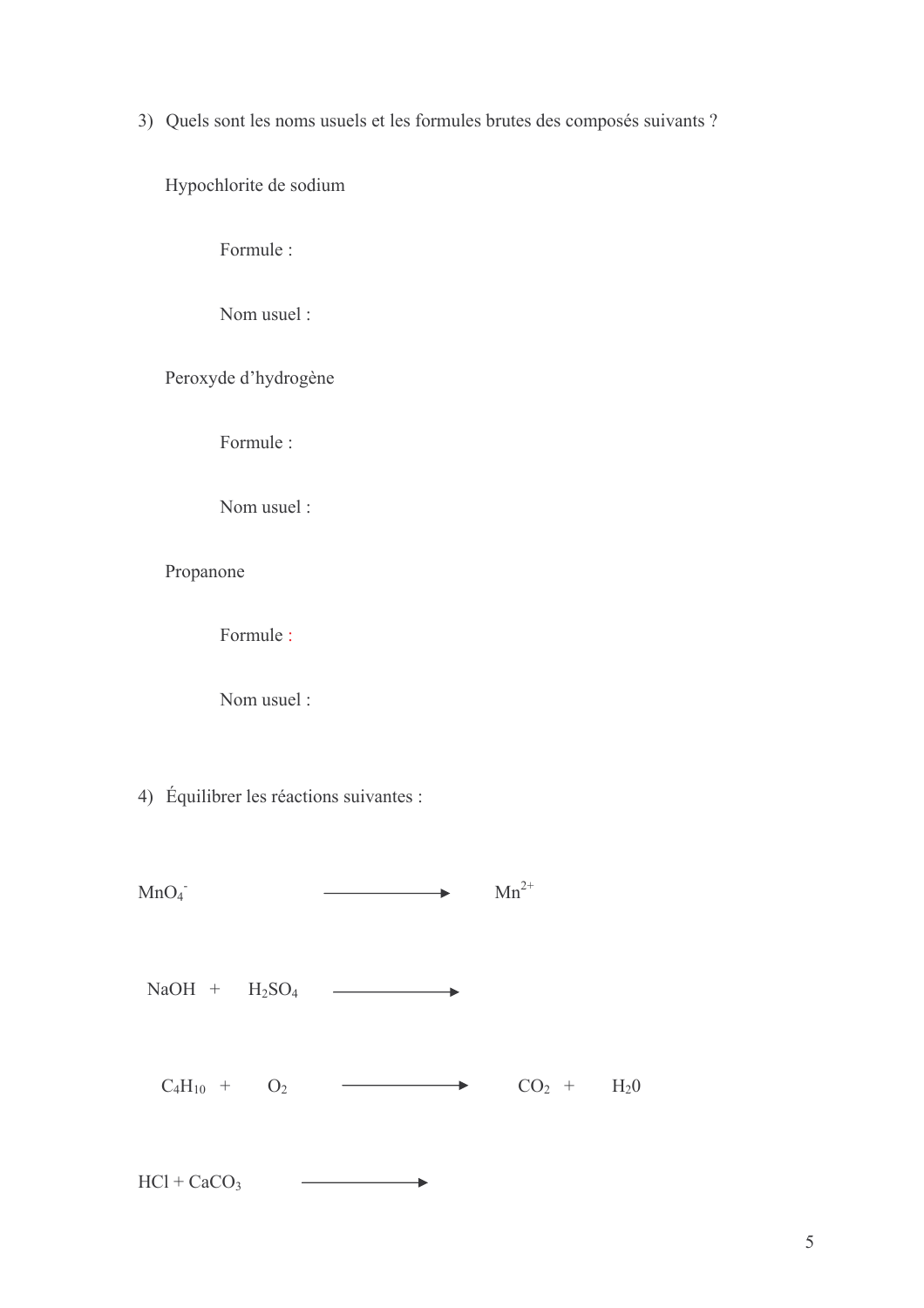3) Quels sont les noms usuels et les formules brutes des composés suivants ?

Hypochlorite de sodium

Formule :

Nom usuel :

Peroxyde d’hydrogène

Formule :

Nom usuel :

Propanone

Formule :

Nom usuel :

4) Équilibrer les réactions suivantes :

$$MnO_4^- \longrightarrow Mn^{2+}$$

$$NaOH + H_2SO_4 \longrightarrow$$

$$C_4H_{10} + O_2 \longrightarrow CO_2 + H_20$$

$$HCl + CaCO_3 \longrightarrow$$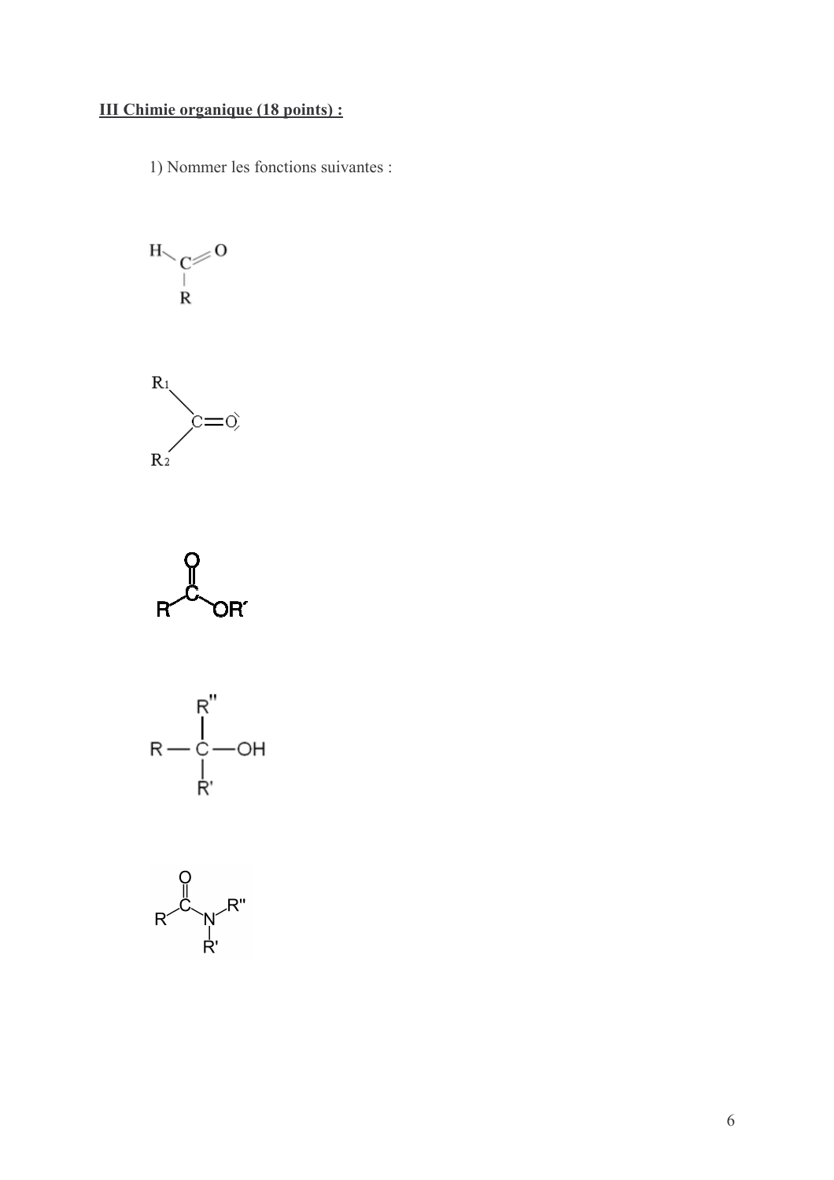**III Chimie organique (18 points) :**

1) Nommer les fonctions suivantes :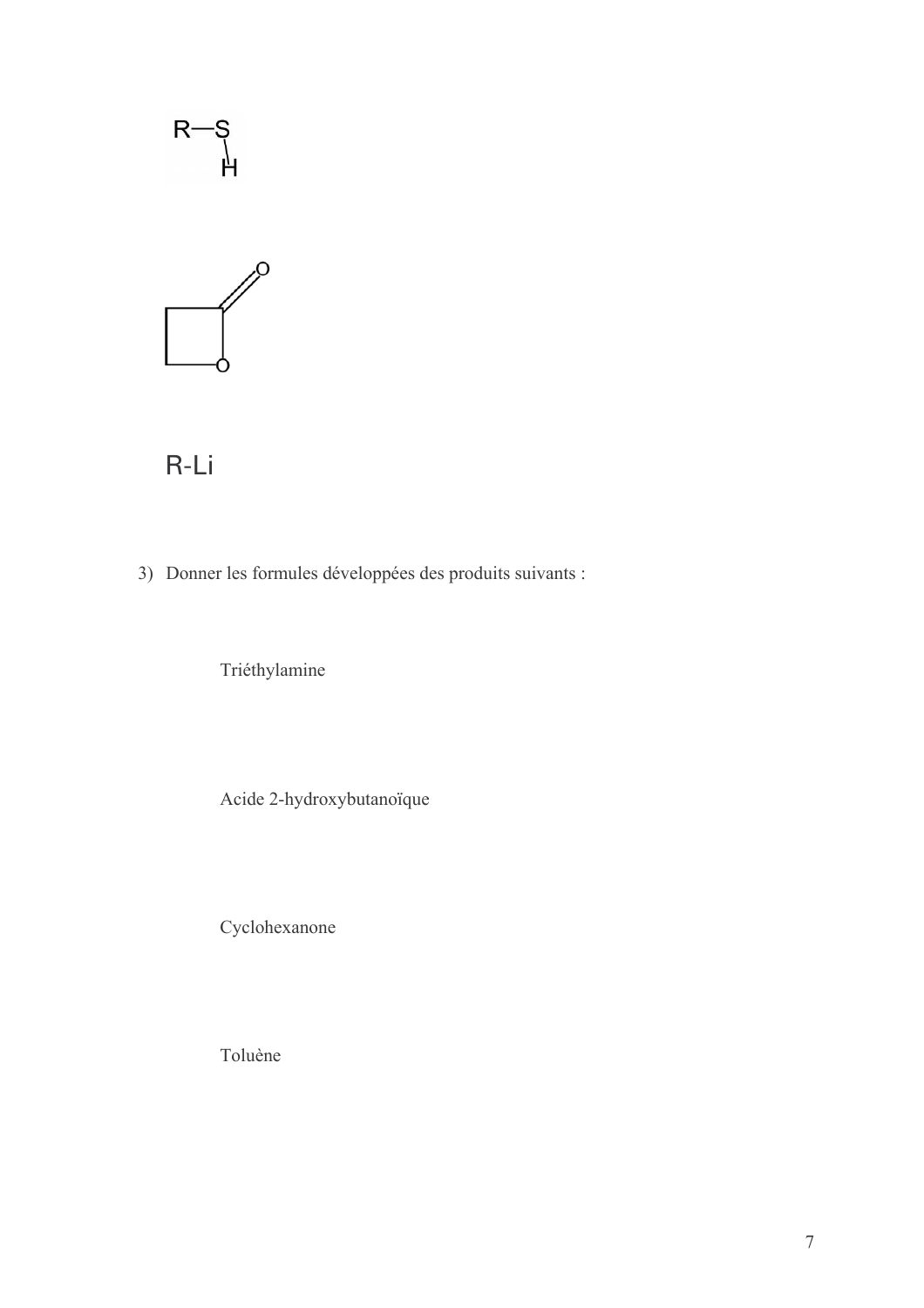R—S
 |
 H

R-Li

3) Donner les formules développées des produits suivants :

Triéthylamine

Acide 2-hydroxybutanoïque

Cyclohexanone

Toluène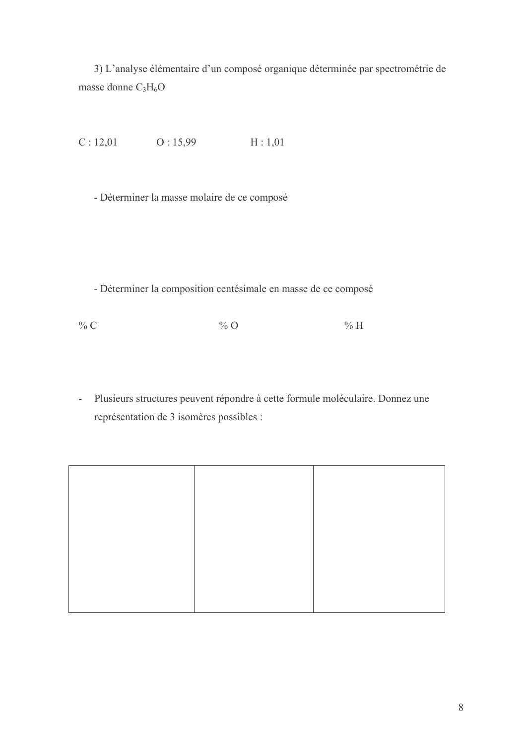3) L'analyse élémentaire d'un composé organique déterminée par spectrométrie de masse donne $C_3H_6O$

C : 12,01 O : 15,99 H : 1,01

- Déterminer la masse molaire de ce composé

- Déterminer la composition centésimale en masse de ce composé

% C % O % H

- Plusieurs structures peuvent répondre à cette formule moléculaire. Donnez une représentation de 3 isomères possibles :

| | | |
|---|---|---|
| | | |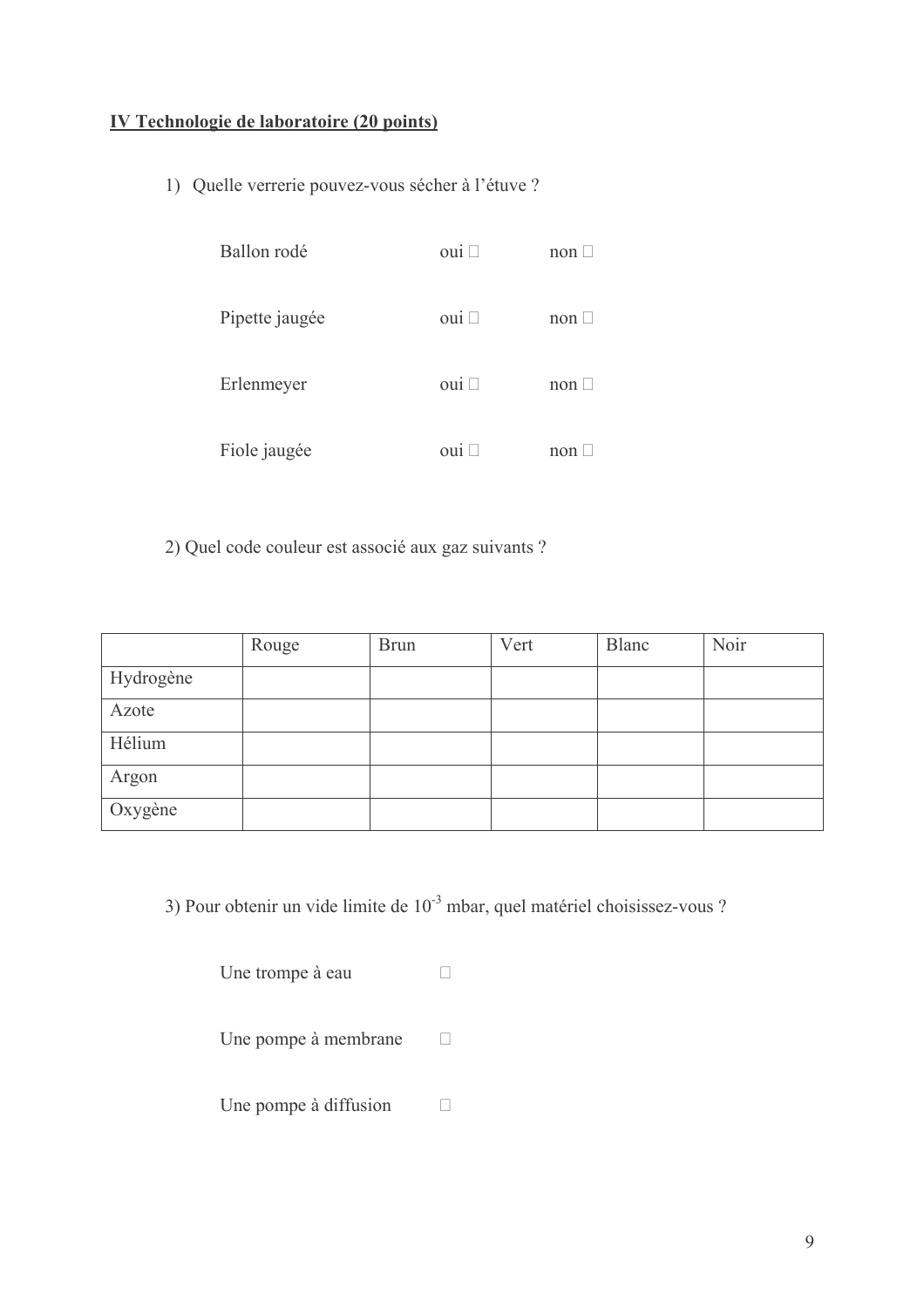## IV Technologie de laboratoire (20 points)

1) Quelle verrerie pouvez-vous sécher à l'étuve ?

| | | |
|---|---|---|
| Ballon rodé | oui ☐ | non ☐ |
| Pipette jaugée | oui ☐ | non ☐ |
| Erlenmeyer | oui ☐ | non ☐ |
| Fiole jaugée | oui ☐ | non ☐ |

2) Quel code couleur est associé aux gaz suivants ?

| | Rouge | Brun | Vert | Blanc | Noir |
|---|---|---|---|---|---|
| Hydrogène | | | | | |
| Azote | | | | | |
| Hélium | | | | | |
| Argon | | | | | |
| Oxygène | | | | | |

3) Pour obtenir un vide limite de $10^{-3}$ mbar, quel matériel choisissez-vous ?

- Une trompe à eau ☐
- Une pompe à membrane ☐
- Une pompe à diffusion ☐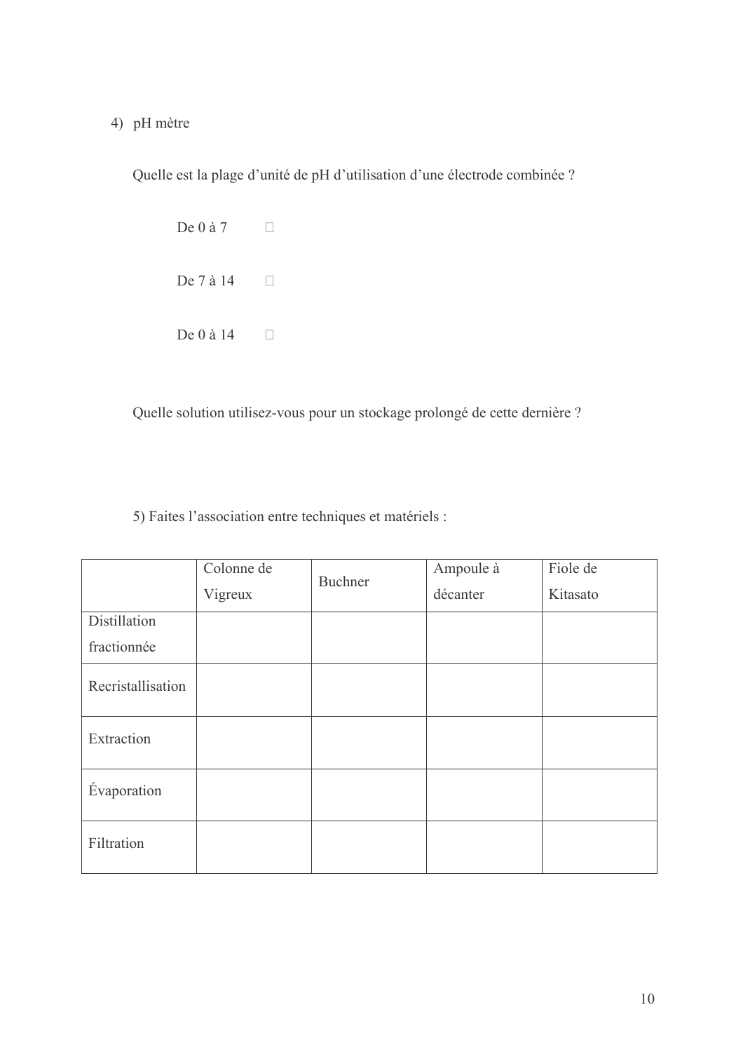4) pH mètre

Quelle est la plage d'unité de pH d'utilisation d'une électrode combinée ?

De 0 à 7 ☐

De 7 à 14 ☐

De 0 à 14 ☐

Quelle solution utilisez-vous pour un stockage prolongé de cette dernière ?

5) Faites l'association entre techniques et matériels :

| | Colonne de Vigreux | Buchner | Ampoule à décanter | Fiole de Kitasato |
|---|---|---|---|---|
| Distillation fractionnée | | | | |
| Recristallisation | | | | |
| Extraction | | | | |
| Évaporation | | | | |
| Filtration | | | | |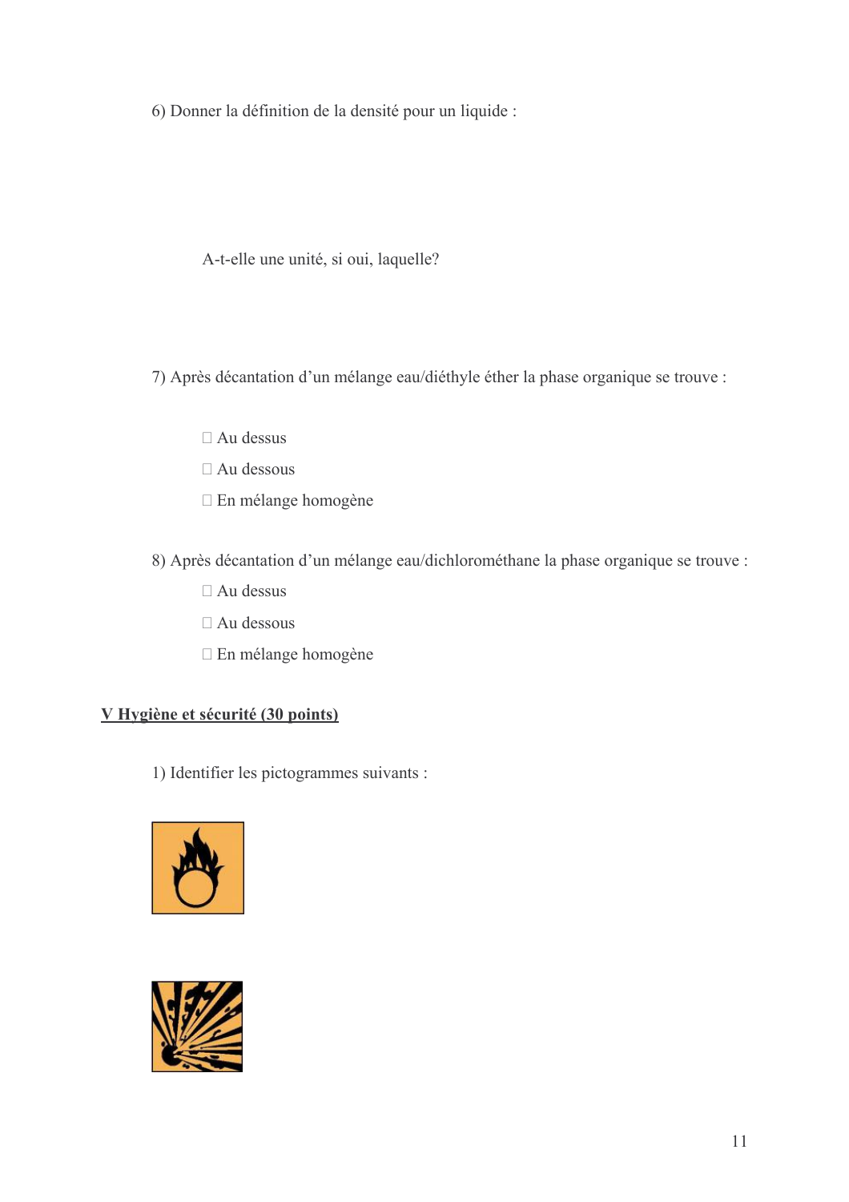6) Donner la définition de la densité pour un liquide :

A-t-elle une unité, si oui, laquelle?

7) Après décantation d'un mélange eau/diéthyle éther la phase organique se trouve :

- ☐ Au dessus
- ☐ Au dessous
- ☐ En mélange homogène

8) Après décantation d'un mélange eau/dichlorométhane la phase organique se trouve :

- ☐ Au dessus
- ☐ Au dessous
- ☐ En mélange homogène

## V Hygiène et sécurité (30 points)

1) Identifier les pictogrammes suivants :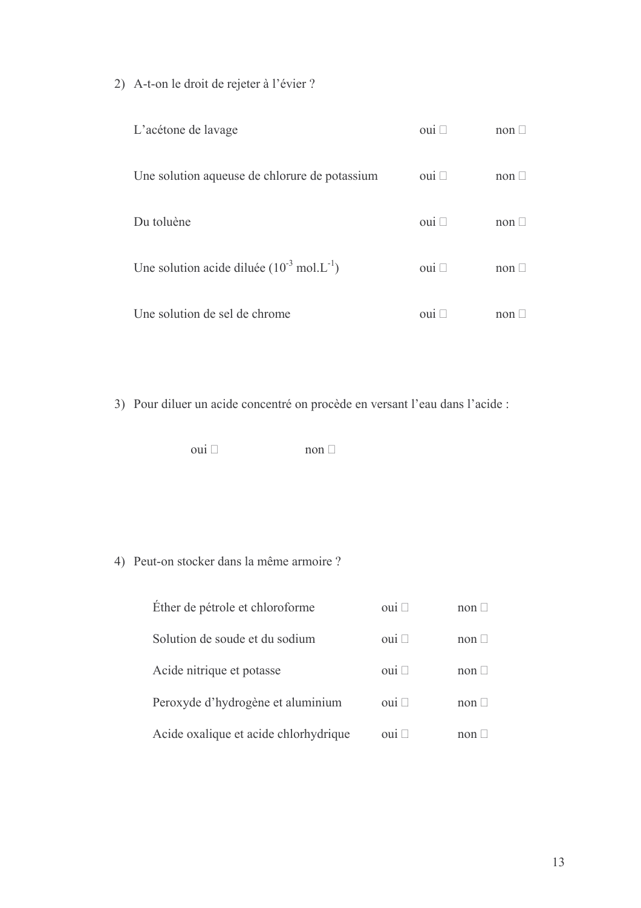2) A-t-on le droit de rejeter à l'évier ?

| | | |
|---|---|---|
| L'acétone de lavage | oui ☐ | non ☐ |
| Une solution aqueuse de chlorure de potassium | oui ☐ | non ☐ |
| Du toluène | oui ☐ | non ☐ |
| Une solution acide diluée ($10^{-3}$ mol.L$^{-1}$) | oui ☐ | non ☐ |
| Une solution de sel de chrome | oui ☐ | non ☐ |

3) Pour diluer un acide concentré on procède en versant l'eau dans l'acide :

oui ☐ non ☐

4) Peut-on stocker dans la même armoire ?

| | | |
|---|---|---|
| Éther de pétrole et chloroforme | oui ☐ | non ☐ |
| Solution de soude et du sodium | oui ☐ | non ☐ |
| Acide nitrique et potasse | oui ☐ | non ☐ |
| Peroxyde d'hydrogène et aluminium | oui ☐ | non ☐ |
| Acide oxalique et acide chlorhydrique | oui ☐ | non ☐ |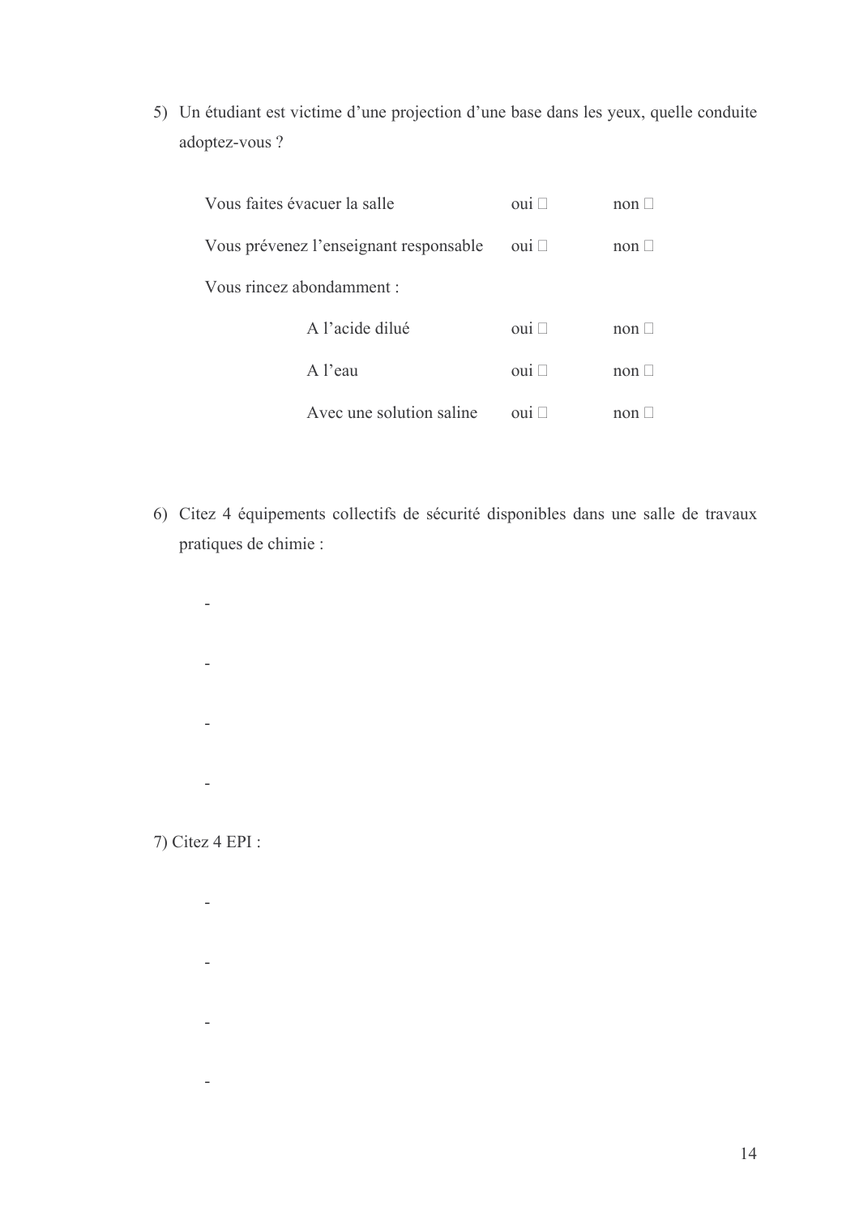5) Un étudiant est victime d'une projection d'une base dans les yeux, quelle conduite adoptez-vous ?

| | | |
|---|---|---|
| Vous faites évacuer la salle | oui □ | non □ |
| Vous prévenez l'enseignant responsable | oui □ | non □ |
| Vous rincez abondamment : | | |
| A l'acide dilué | oui □ | non □ |
| A l'eau | oui □ | non □ |
| Avec une solution saline | oui □ | non □ |

6) Citez 4 équipements collectifs de sécurité disponibles dans une salle de travaux pratiques de chimie :

-

-

-

-

7) Citez 4 EPI :

-

-

-

-